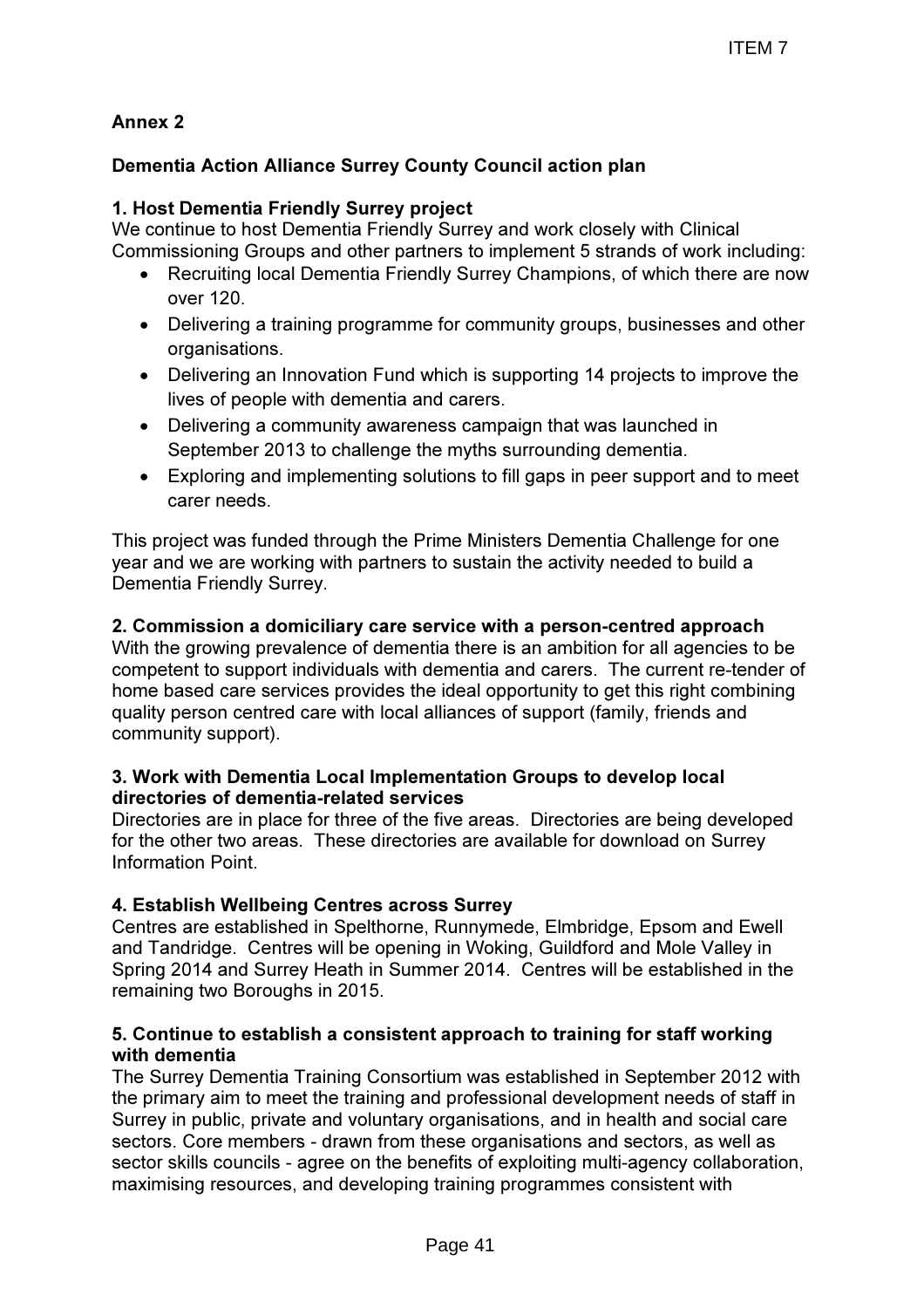**Annex 2**

**Dementia Action Alliance Surrey County Council action plan**

**1. Host Dementia Friendly Surrey project**

We continue to host Dementia Friendly Surrey and work closely with Clinical Commissioning Groups and other partners to implement 5 strands of work including:

- Recruiting local Dementia Friendly Surrey Champions, of which there are now over 120.
- Delivering a training programme for community groups, businesses and other organisations.
- Delivering an Innovation Fund which is supporting 14 projects to improve the lives of people with dementia and carers.
- Delivering a community awareness campaign that was launched in September 2013 to challenge the myths surrounding dementia.
- Exploring and implementing solutions to fill gaps in peer support and to meet carer needs.

This project was funded through the Prime Ministers Dementia Challenge for one year and we are working with partners to sustain the activity needed to build a Dementia Friendly Surrey.

**2. Commission a domiciliary care service with a person-centred approach**

With the growing prevalence of dementia there is an ambition for all agencies to be competent to support individuals with dementia and carers. The current re-tender of home based care services provides the ideal opportunity to get this right combining quality person centred care with local alliances of support (family, friends and community support).

**3. Work with Dementia Local Implementation Groups to develop local directories of dementia-related services**

Directories are in place for three of the five areas. Directories are being developed for the other two areas. These directories are available for download on Surrey Information Point.

**4. Establish Wellbeing Centres across Surrey**

Centres are established in Spelthorne, Runnymede, Elmbridge, Epsom and Ewell and Tandridge. Centres will be opening in Woking, Guildford and Mole Valley in Spring 2014 and Surrey Heath in Summer 2014. Centres will be established in the remaining two Boroughs in 2015.

**5. Continue to establish a consistent approach to training for staff working with dementia**

The Surrey Dementia Training Consortium was established in September 2012 with the primary aim to meet the training and professional development needs of staff in Surrey in public, private and voluntary organisations, and in health and social care sectors. Core members - drawn from these organisations and sectors, as well as sector skills councils - agree on the benefits of exploiting multi-agency collaboration, maximising resources, and developing training programmes consistent with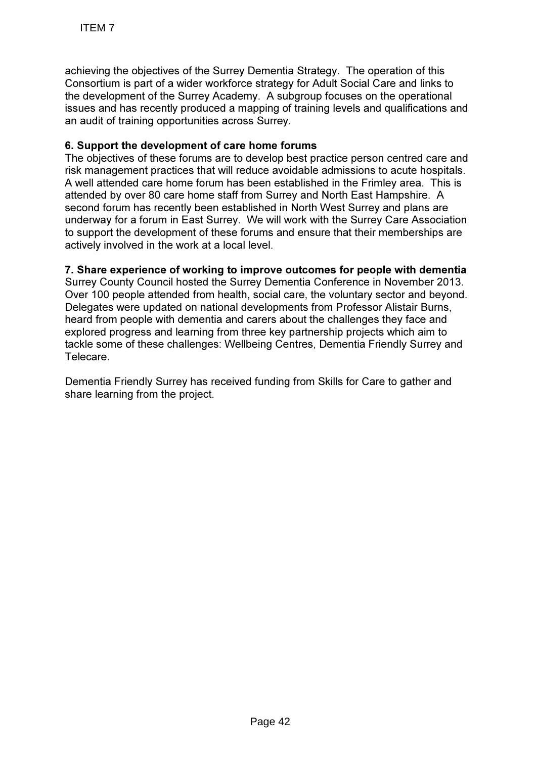achieving the objectives of the Surrey Dementia Strategy. The operation of this Consortium is part of a wider workforce strategy for Adult Social Care and links to the development of the Surrey Academy. A subgroup focuses on the operational issues and has recently produced a mapping of training levels and qualifications and an audit of training opportunities across Surrey.

**6. Support the development of care home forums**

The objectives of these forums are to develop best practice person centred care and risk management practices that will reduce avoidable admissions to acute hospitals. A well attended care home forum has been established in the Frimley area. This is attended by over 80 care home staff from Surrey and North East Hampshire. A second forum has recently been established in North West Surrey and plans are underway for a forum in East Surrey. We will work with the Surrey Care Association to support the development of these forums and ensure that their memberships are actively involved in the work at a local level.

**7. Share experience of working to improve outcomes for people with dementia**

Surrey County Council hosted the Surrey Dementia Conference in November 2013. Over 100 people attended from health, social care, the voluntary sector and beyond. Delegates were updated on national developments from Professor Alistair Burns, heard from people with dementia and carers about the challenges they face and explored progress and learning from three key partnership projects which aim to tackle some of these challenges: Wellbeing Centres, Dementia Friendly Surrey and Telecare.

Dementia Friendly Surrey has received funding from Skills for Care to gather and share learning from the project.